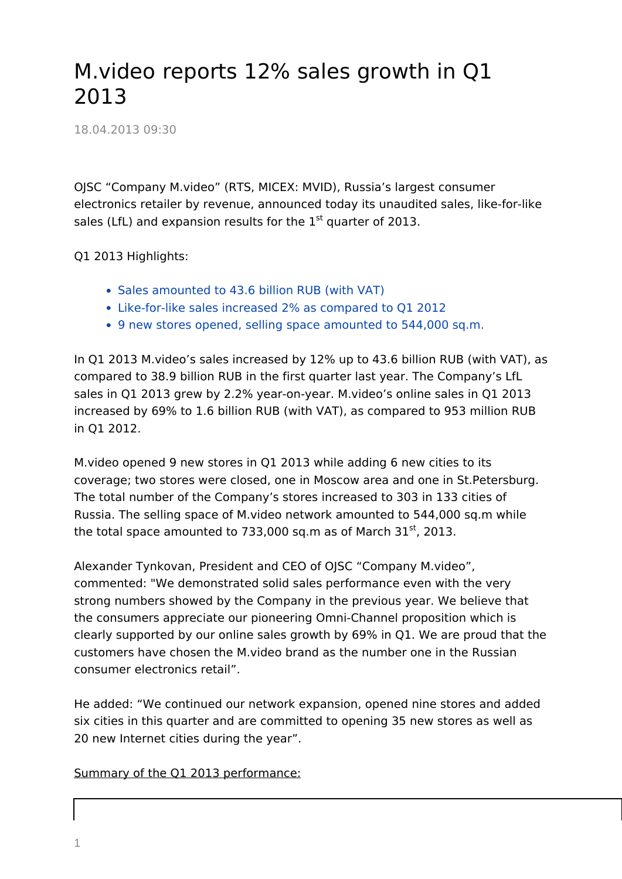# M.video reports 12% sales growth in Q1 2013

18.04.2013 09:30

OJSC “Company M.video” (RTS, MICEX: MVID), Russia’s largest consumer electronics retailer by revenue, announced today its unaudited sales, like-for-like sales (LfL) and expansion results for the 1st quarter of 2013.

Q1 2013 Highlights:

- Sales amounted to 43.6 billion RUB (with VAT)
- Like-for-like sales increased 2% as compared to Q1 2012
- 9 new stores opened, selling space amounted to 544,000 sq.m.

In Q1 2013 M.video’s sales increased by 12% up to 43.6 billion RUB (with VAT), as compared to 38.9 billion RUB in the first quarter last year. The Company’s LfL sales in Q1 2013 grew by 2.2% year-on-year. M.video’s online sales in Q1 2013 increased by 69% to 1.6 billion RUB (with VAT), as compared to 953 million RUB in Q1 2012.

M.video opened 9 new stores in Q1 2013 while adding 6 new cities to its coverage; two stores were closed, one in Moscow area and one in St.Petersburg. The total number of the Company’s stores increased to 303 in 133 cities of Russia. The selling space of M.video network amounted to 544,000 sq.m while the total space amounted to 733,000 sq.m as of March 31st, 2013.

Alexander Tynkovan, President and CEO of OJSC “Company M.video”, commented: "We demonstrated solid sales performance even with the very strong numbers showed by the Company in the previous year. We believe that the consumers appreciate our pioneering Omni-Channel proposition which is clearly supported by our online sales growth by 69% in Q1. We are proud that the customers have chosen the M.video brand as the number one in the Russian consumer electronics retail”.

He added: “We continued our network expansion, opened nine stores and added six cities in this quarter and are committed to opening 35 new stores as well as 20 new Internet cities during the year”.

<u>Summary of the Q1 2013 performance:</u>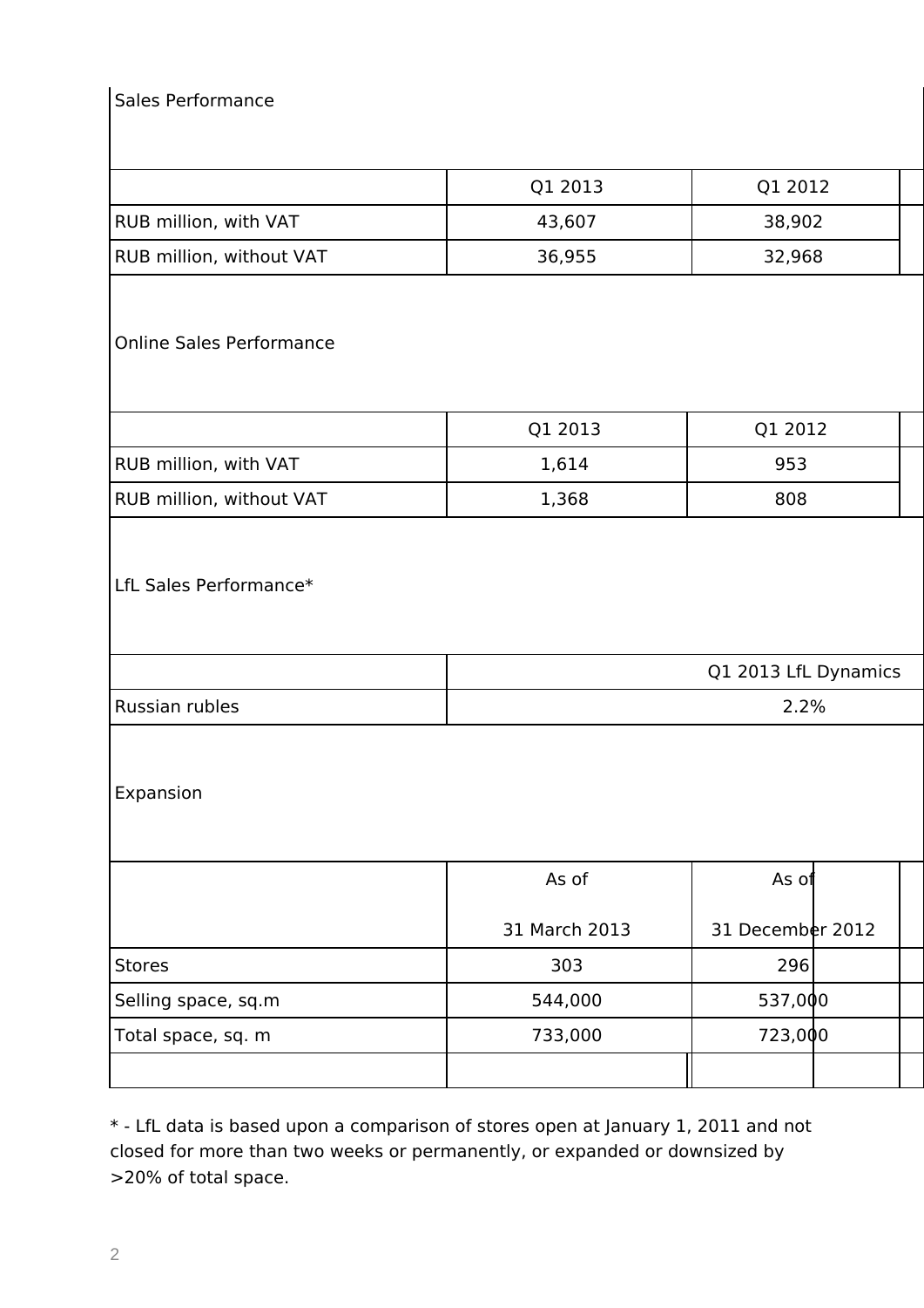Sales Performance

| | Q1 2013 | Q1 2012 |
|---|---|---|
| RUB million, with VAT | 43,607 | 38,902 |
| RUB million, without VAT | 36,955 | 32,968 |

Online Sales Performance

| | Q1 2013 | Q1 2012 |
|---|---|---|
| RUB million, with VAT | 1,614 | 953 |
| RUB million, without VAT | 1,368 | 808 |

LfL Sales Performance*

| | Q1 2013 LfL Dynamics |
|---|---|
| Russian rubles | 2.2% |

Expansion

| | As of 31 March 2013 | As of 31 December 2012 |
|---|---|---|
| Stores | 303 | 296 |
| Selling space, sq.m | 544,000 | 537,000 |
| Total space, sq. m | 733,000 | 723,000 |

* - LfL data is based upon a comparison of stores open at January 1, 2011 and not closed for more than two weeks or permanently, or expanded or downsized by >20% of total space.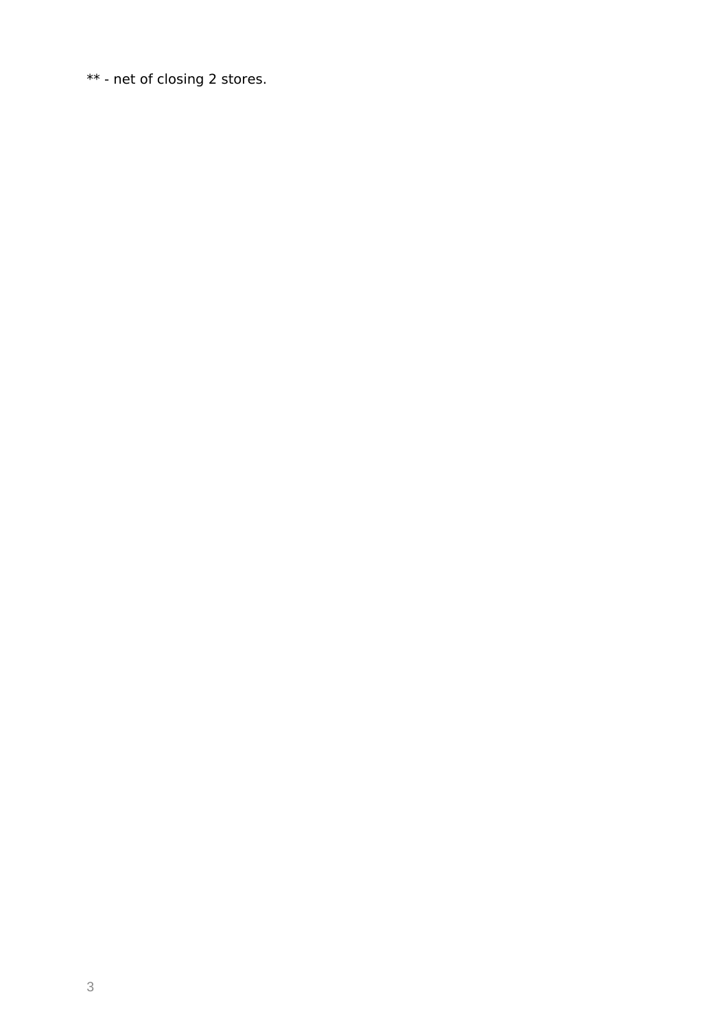** - net of closing 2 stores.